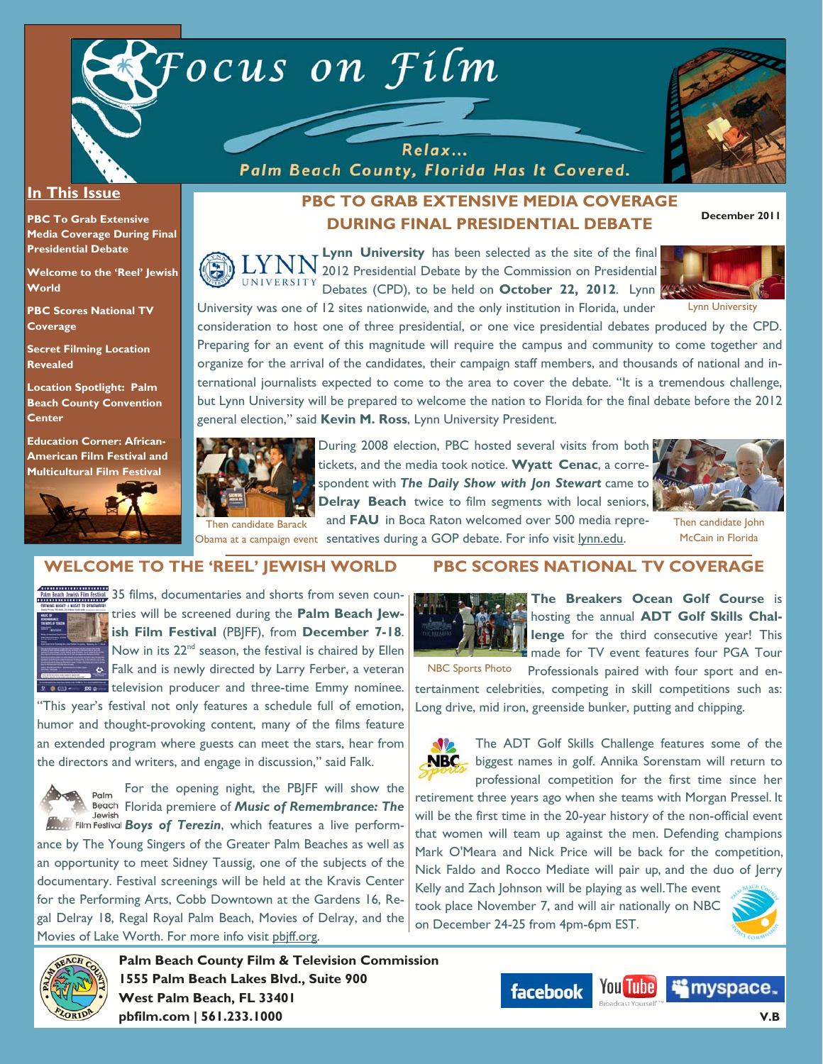# Focus on Film

Relax...
Palm Beach County, Florida Has It Covered.

December 2011

## In This Issue

**PBC To Grab Extensive Media Coverage During Final Presidential Debate**

**Welcome to the 'Reel' Jewish World**

**PBC Scores National TV Coverage**

**Secret Filming Location Revealed**

**Location Spotlight: Palm Beach County Convention Center**

**Education Corner: African-American Film Festival and Multicultural Film Festival**

## PBC TO GRAB EXTENSIVE MEDIA COVERAGE DURING FINAL PRESIDENTIAL DEBATE

**Lynn University** has been selected as the site of the final 2012 Presidential Debate by the Commission on Presidential Debates (CPD), to be held on **October 22, 2012**. Lynn University was one of 12 sites nationwide, and the only institution in Florida, under consideration to host one of three presidential, or one vice presidential debates produced by the CPD. Preparing for an event of this magnitude will require the campus and community to come together and organize for the arrival of the candidates, their campaign staff members, and thousands of national and international journalists expected to come to the area to cover the debate. "It is a tremendous challenge, but Lynn University will be prepared to welcome the nation to Florida for the final debate before the 2012 general election," said **Kevin M. Ross**, Lynn University President.

Lynn University

During 2008 election, PBC hosted several visits from both tickets, and the media took notice. **Wyatt Cenac**, a correspondent with ***The Daily Show with Jon Stewart*** came to **Delray Beach** twice to film segments with local seniors, and **FAU** in Boca Raton welcomed over 500 media representatives during a GOP debate. For info visit lynn.edu.

Then candidate Barack Obama at a campaign event

Then candidate John McCain in Florida

## WELCOME TO THE 'REEL' JEWISH WORLD

35 films, documentaries and shorts from seven countries will be screened during the **Palm Beach Jewish Film Festival** (PBJFF), from **December 7-18**. Now in its 22nd season, the festival is chaired by Ellen Falk and is newly directed by Larry Ferber, a veteran television producer and three-time Emmy nominee. "This year's festival not only features a schedule full of emotion, humor and thought-provoking content, many of the films feature an extended program where guests can meet the stars, hear from the directors and writers, and engage in discussion," said Falk.

For the opening night, the PBJFF will show the Florida premiere of ***Music of Remembrance: The Boys of Terezin***, which features a live performance by The Young Singers of the Greater Palm Beaches as well as an opportunity to meet Sidney Taussig, one of the subjects of the documentary. Festival screenings will be held at the Kravis Center for the Performing Arts, Cobb Downtown at the Gardens 16, Regal Delray 18, Regal Royal Palm Beach, Movies of Delray, and the Movies of Lake Worth. For more info visit pbjff.org.

## PBC SCORES NATIONAL TV COVERAGE

**The Breakers Ocean Golf Course** is hosting the annual **ADT Golf Skills Challenge** for the third consecutive year! This made for TV event features four PGA Tour Professionals paired with four sport and entertainment celebrities, competing in skill competitions such as: Long drive, mid iron, greenside bunker, putting and chipping.

NBC Sports Photo

The ADT Golf Skills Challenge features some of the biggest names in golf. Annika Sorenstam will return to professional competition for the first time since her retirement three years ago when she teams with Morgan Pressel. It will be the first time in the 20-year history of the non-official event that women will team up against the men. Defending champions Mark O'Meara and Nick Price will be back for the competition, Nick Faldo and Rocco Mediate will pair up, and the duo of Jerry Kelly and Zach Johnson will be playing as well. The event took place November 7, and will air nationally on NBC on December 24-25 from 4pm-6pm EST.

**Palm Beach County Film & Television Commission**
**1555 Palm Beach Lakes Blvd., Suite 900**
**West Palm Beach, FL 33401**
**pbfilm.com | 561.233.1000**

V.B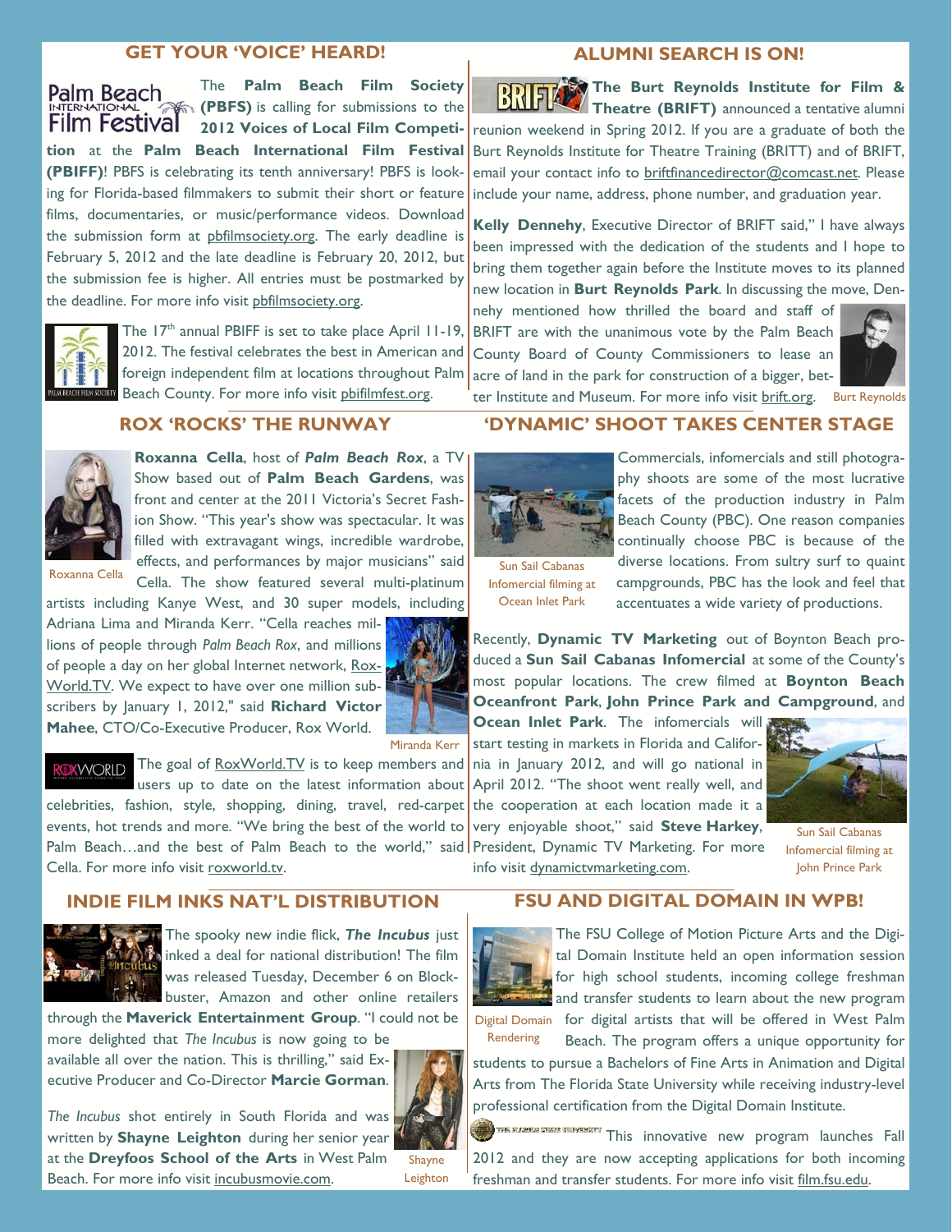## GET YOUR 'VOICE' HEARD!

The **Palm Beach Film Society (PBFS)** is calling for submissions to the **2012 Voices of Local Film Competition** at the **Palm Beach International Film Festival (PBIFF)**! PBFS is celebrating its tenth anniversary! PBFS is looking for Florida-based filmmakers to submit their short or feature films, documentaries, or music/performance videos. Download the submission form at pbfilmsociety.org. The early deadline is February 5, 2012 and the late deadline is February 20, 2012, but the submission fee is higher. All entries must be postmarked by the deadline. For more info visit pbfilmsociety.org.

The 17th annual PBIFF is set to take place April 11-19, 2012. The festival celebrates the best in American and foreign independent film at locations throughout Palm Beach County. For more info visit pbifilmfest.org.

## ALUMNI SEARCH IS ON!

**The Burt Reynolds Institute for Film & Theatre (BRIFT)** announced a tentative alumni reunion weekend in Spring 2012. If you are a graduate of both the Burt Reynolds Institute for Theatre Training (BRITT) and of BRIFT, email your contact info to briftfinancedirector@comcast.net. Please include your name, address, phone number, and graduation year.

**Kelly Dennehy**, Executive Director of BRIFT said," I have always been impressed with the dedication of the students and I hope to bring them together again before the Institute moves to its planned new location in **Burt Reynolds Park**. In discussing the move, Dennehy mentioned how thrilled the board and staff of BRIFT are with the unanimous vote by the Palm Beach County Board of County Commissioners to lease an acre of land in the park for construction of a bigger, better Institute and Museum. For more info visit brift.org.

Burt Reynolds

## ROX 'ROCKS' THE RUNWAY

Roxanna Cella

**Roxanna Cella**, host of ***Palm Beach Rox***, a TV Show based out of **Palm Beach Gardens**, was front and center at the 2011 Victoria's Secret Fashion Show. "This year's show was spectacular. It was filled with extravagant wings, incredible wardrobe, effects, and performances by major musicians" said Cella. The show featured several multi-platinum artists including Kanye West, and 30 super models, including Adriana Lima and Miranda Kerr. "Cella reaches millions of people through *Palm Beach Rox*, and millions of people a day on her global Internet network, RoxWorld.TV. We expect to have over one million subscribers by January 1, 2012," said **Richard Victor Mahee**, CTO/Co-Executive Producer, Rox World.

Miranda Kerr

The goal of RoxWorld.TV is to keep members and users up to date on the latest information about celebrities, fashion, style, shopping, dining, travel, red-carpet events, hot trends and more. "We bring the best of the world to Palm Beach…and the best of Palm Beach to the world," said Cella. For more info visit roxworld.tv.

## 'DYNAMIC' SHOOT TAKES CENTER STAGE

Sun Sail Cabanas Infomercial filming at Ocean Inlet Park

Commercials, infomercials and still photography shoots are some of the most lucrative facets of the production industry in Palm Beach County (PBC). One reason companies continually choose PBC is because of the diverse locations. From sultry surf to quaint campgrounds, PBC has the look and feel that accentuates a wide variety of productions.

Recently, **Dynamic TV Marketing** out of Boynton Beach produced a **Sun Sail Cabanas Infomercial** at some of the County's most popular locations. The crew filmed at **Boynton Beach Oceanfront Park**, **John Prince Park and Campground**, and **Ocean Inlet Park**. The infomercials will start testing in markets in Florida and California in January 2012, and will go national in April 2012. "The shoot went really well, and the cooperation at each location made it a very enjoyable shoot," said **Steve Harkey**, President, Dynamic TV Marketing. For more info visit dynamictvmarketing.com.

Sun Sail Cabanas Infomercial filming at John Prince Park

## INDIE FILM INKS NAT'L DISTRIBUTION

The spooky new indie flick, ***The Incubus*** just inked a deal for national distribution! The film was released Tuesday, December 6 on Blockbuster, Amazon and other online retailers through the **Maverick Entertainment Group**. "I could not be more delighted that *The Incubus* is now going to be available all over the nation. This is thrilling," said Executive Producer and Co-Director **Marcie Gorman**.

*The Incubus* shot entirely in South Florida and was written by **Shayne Leighton** during her senior year at the **Dreyfoos School of the Arts** in West Palm Beach. For more info visit incubusmovie.com.

Shayne Leighton

## FSU AND DIGITAL DOMAIN IN WPB!

Digital Domain Rendering

The FSU College of Motion Picture Arts and the Digital Domain Institute held an open information session for high school students, incoming college freshman and transfer students to learn about the new program for digital artists that will be offered in West Palm Beach. The program offers a unique opportunity for students to pursue a Bachelors of Fine Arts in Animation and Digital Arts from The Florida State University while receiving industry-level professional certification from the Digital Domain Institute.

This innovative new program launches Fall 2012 and they are now accepting applications for both incoming freshman and transfer students. For more info visit film.fsu.edu.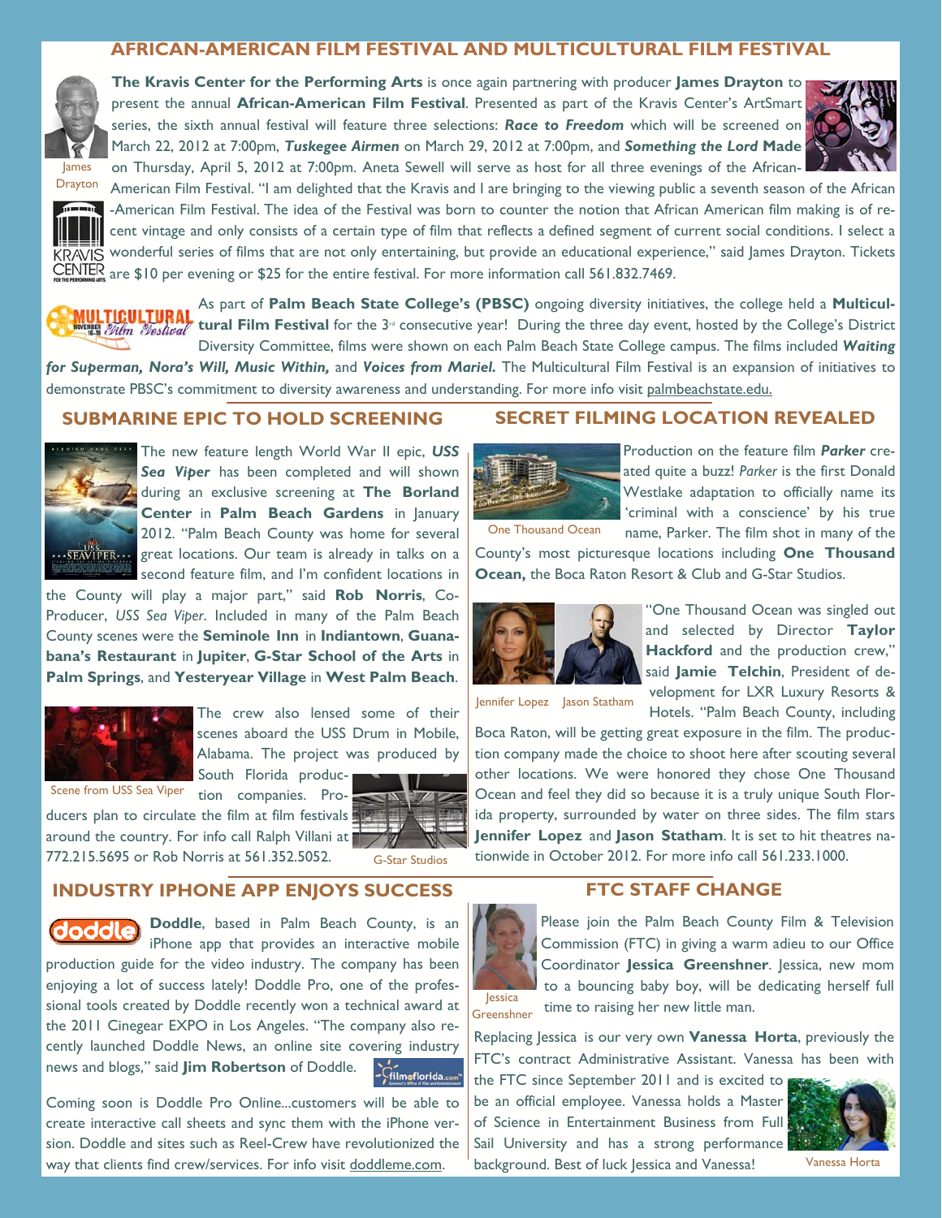## AFRICAN-AMERICAN FILM FESTIVAL AND MULTICULTURAL FILM FESTIVAL

James Drayton

**The Kravis Center for the Performing Arts** is once again partnering with producer **James Drayton** to present the annual **African-American Film Festival**. Presented as part of the Kravis Center's ArtSmart series, the sixth annual festival will feature three selections: ***Race to Freedom*** which will be screened on March 22, 2012 at 7:00pm, ***Tuskegee Airmen*** on March 29, 2012 at 7:00pm, and ***Something the Lord* Made** on Thursday, April 5, 2012 at 7:00pm. Aneta Sewell will serve as host for all three evenings of the African-American Film Festival. "I am delighted that the Kravis and I are bringing to the viewing public a seventh season of the African-American Film Festival. The idea of the Festival was born to counter the notion that African American film making is of recent vintage and only consists of a certain type of film that reflects a defined segment of current social conditions. I select a wonderful series of films that are not only entertaining, but provide an educational experience," said James Drayton. Tickets are $10 per evening or $25 for the entire festival. For more information call 561.832.7469.

As part of **Palm Beach State College's (PBSC)** ongoing diversity initiatives, the college held a **Multicultural Film Festival** for the 3rd consecutive year! During the three day event, hosted by the College's District Diversity Committee, films were shown on each Palm Beach State College campus. The films included ***Waiting for Superman, Nora's Will, Music Within,*** and ***Voices from Mariel.*** The Multicultural Film Festival is an expansion of initiatives to demonstrate PBSC's commitment to diversity awareness and understanding. For more info visit palmbeachstate.edu.

## SUBMARINE EPIC TO HOLD SCREENING

The new feature length World War II epic, ***USS Sea Viper*** has been completed and will shown during an exclusive screening at **The Borland Center** in **Palm Beach Gardens** in January 2012. "Palm Beach County was home for several great locations. Our team is already in talks on a second feature film, and I'm confident locations in the County will play a major part," said **Rob Norris**, Co-Producer, *USS Sea Viper*. Included in many of the Palm Beach County scenes were the **Seminole Inn** in **Indiantown**, **Guanabana's Restaurant** in **Jupiter**, **G-Star School of the Arts** in **Palm Springs**, and **Yesteryear Village** in **West Palm Beach**.

Scene from USS Sea Viper

The crew also lensed some of their scenes aboard the USS Drum in Mobile, Alabama. The project was produced by South Florida production companies. Producers plan to circulate the film at film festivals around the country. For info call Ralph Villani at 772.215.5695 or Rob Norris at 561.352.5052.

G-Star Studios

## SECRET FILMING LOCATION REVEALED

One Thousand Ocean

Production on the feature film ***Parker*** created quite a buzz! *Parker* is the first Donald Westlake adaptation to officially name its 'criminal with a conscience' by his true name, Parker. The film shot in many of the County's most picturesque locations including **One Thousand Ocean,** the Boca Raton Resort & Club and G-Star Studios.

Jennifer Lopez Jason Statham

"One Thousand Ocean was singled out and selected by Director **Taylor Hackford** and the production crew," said **Jamie Telchin**, President of development for LXR Luxury Resorts & Hotels. "Palm Beach County, including Boca Raton, will be getting great exposure in the film. The production company made the choice to shoot here after scouting several other locations. We were honored they chose One Thousand Ocean and feel they did so because it is a truly unique South Florida property, surrounded by water on three sides. The film stars **Jennifer Lopez** and **Jason Statham**. It is set to hit theatres nationwide in October 2012. For more info call 561.233.1000.

## INDUSTRY IPHONE APP ENJOYS SUCCESS

**Doddle**, based in Palm Beach County, is an iPhone app that provides an interactive mobile production guide for the video industry. The company has been enjoying a lot of success lately! Doddle Pro, one of the professional tools created by Doddle recently won a technical award at the 2011 Cinegear EXPO in Los Angeles. "The company also recently launched Doddle News, an online site covering industry news and blogs," said **Jim Robertson** of Doddle.

Coming soon is Doddle Pro Online...customers will be able to create interactive call sheets and sync them with the iPhone version. Doddle and sites such as Reel-Crew have revolutionized the way that clients find crew/services. For info visit doddleme.com.

## FTC STAFF CHANGE

Jessica Greenshner

Please join the Palm Beach County Film & Television Commission (FTC) in giving a warm adieu to our Office Coordinator **Jessica Greenshner**. Jessica, new mom to a bouncing baby boy, will be dedicating herself full time to raising her new little man.

Replacing Jessica is our very own **Vanessa Horta**, previously the FTC's contract Administrative Assistant. Vanessa has been with the FTC since September 2011 and is excited to be an official employee. Vanessa holds a Master of Science in Entertainment Business from Full Sail University and has a strong performance background. Best of luck Jessica and Vanessa!

Vanessa Horta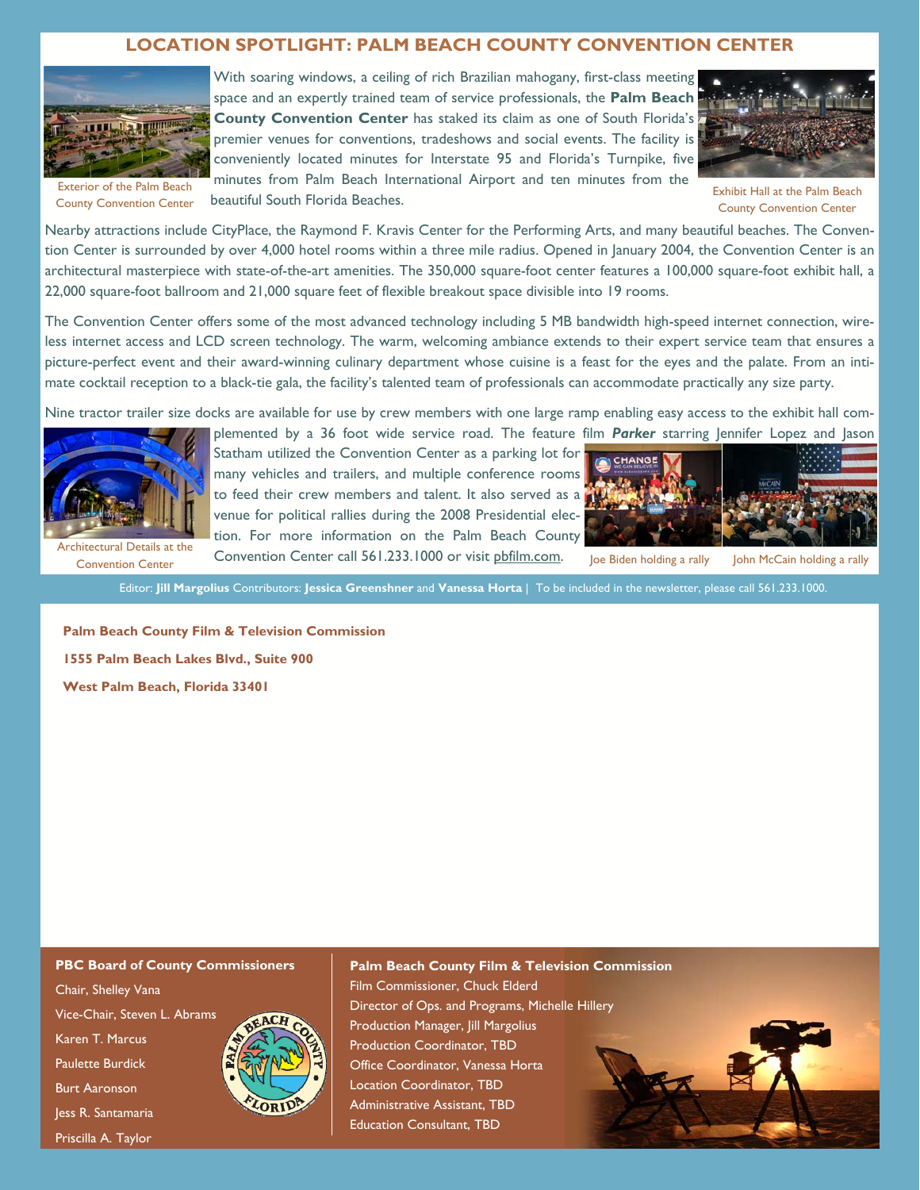## LOCATION SPOTLIGHT: PALM BEACH COUNTY CONVENTION CENTER

Exterior of the Palm Beach County Convention Center

With soaring windows, a ceiling of rich Brazilian mahogany, first-class meeting space and an expertly trained team of service professionals, the **Palm Beach County Convention Center** has staked its claim as one of South Florida's premier venues for conventions, tradeshows and social events. The facility is conveniently located minutes for Interstate 95 and Florida's Turnpike, five minutes from Palm Beach International Airport and ten minutes from the beautiful South Florida Beaches.

Exhibit Hall at the Palm Beach County Convention Center

Nearby attractions include CityPlace, the Raymond F. Kravis Center for the Performing Arts, and many beautiful beaches. The Convention Center is surrounded by over 4,000 hotel rooms within a three mile radius. Opened in January 2004, the Convention Center is an architectural masterpiece with state-of-the-art amenities. The 350,000 square-foot center features a 100,000 square-foot exhibit hall, a 22,000 square-foot ballroom and 21,000 square feet of flexible breakout space divisible into 19 rooms.

The Convention Center offers some of the most advanced technology including 5 MB bandwidth high-speed internet connection, wireless internet access and LCD screen technology. The warm, welcoming ambiance extends to their expert service team that ensures a picture-perfect event and their award-winning culinary department whose cuisine is a feast for the eyes and the palate. From an intimate cocktail reception to a black-tie gala, the facility's talented team of professionals can accommodate practically any size party.

Nine tractor trailer size docks are available for use by crew members with one large ramp enabling easy access to the exhibit hall complemented by a 36 foot wide service road. The feature film ***Parker*** starring Jennifer Lopez and Jason Statham utilized the Convention Center as a parking lot for many vehicles and trailers, and multiple conference rooms to feed their crew members and talent. It also served as a venue for political rallies during the 2008 Presidential election. For more information on the Palm Beach County Convention Center call 561.233.1000 or visit pbfilm.com.

Architectural Details at the Convention Center

Joe Biden holding a rally

John McCain holding a rally

Editor: **Jill Margolius** Contributors: **Jessica Greenshner** and **Vanessa Horta** | To be included in the newsletter, please call 561.233.1000.

**Palm Beach County Film & Television Commission**

**1555 Palm Beach Lakes Blvd., Suite 900**

**West Palm Beach, Florida 33401**

**PBC Board of County Commissioners**

Chair, Shelley Vana
Vice-Chair, Steven L. Abrams
Karen T. Marcus
Paulette Burdick
Burt Aaronson
Jess R. Santamaria
Priscilla A. Taylor

**Palm Beach County Film & Television Commission**

Film Commissioner, Chuck Elderd
Director of Ops. and Programs, Michelle Hillery
Production Manager, Jill Margolius
Production Coordinator, TBD
Office Coordinator, Vanessa Horta
Location Coordinator, TBD
Administrative Assistant, TBD
Education Consultant, TBD